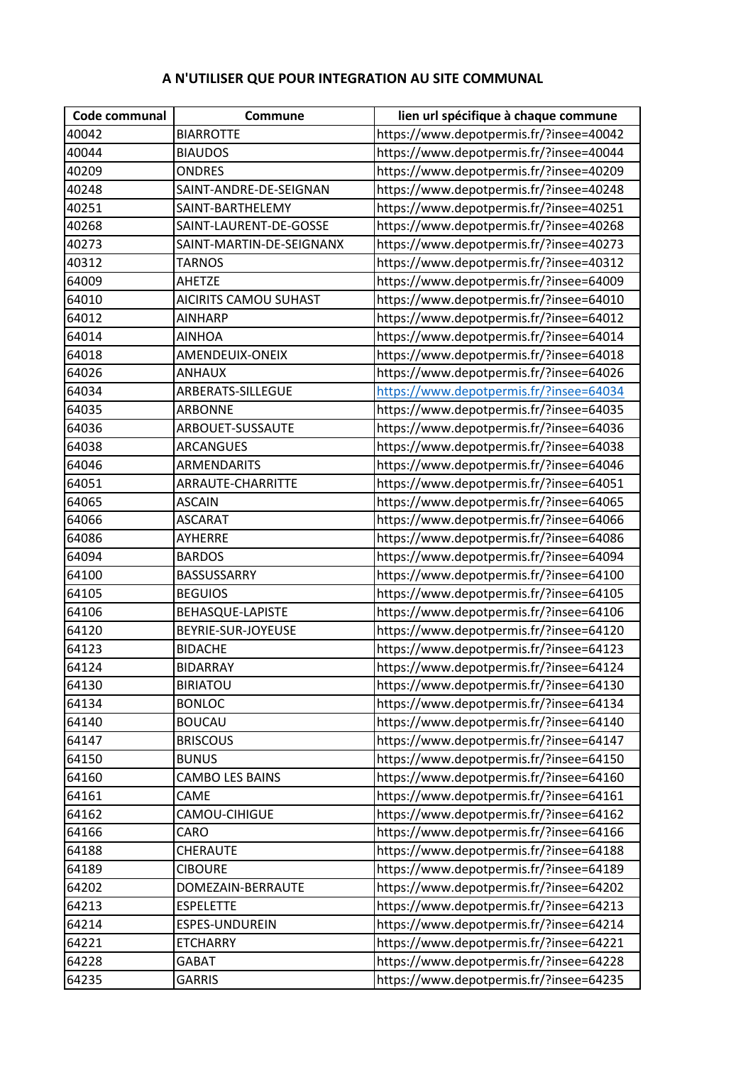### A N'UTILISER QUE POUR INTEGRATION AU SITE COMMUNAL

| Code communal | Commune | lien url spécifique à chaque commune |
|---|---|---|
| 40042 | BIARROTTE | https://www.depotpermis.fr/?insee=40042 |
| 40044 | BIAUDOS | https://www.depotpermis.fr/?insee=40044 |
| 40209 | ONDRES | https://www.depotpermis.fr/?insee=40209 |
| 40248 | SAINT-ANDRE-DE-SEIGNAN | https://www.depotpermis.fr/?insee=40248 |
| 40251 | SAINT-BARTHELEMY | https://www.depotpermis.fr/?insee=40251 |
| 40268 | SAINT-LAURENT-DE-GOSSE | https://www.depotpermis.fr/?insee=40268 |
| 40273 | SAINT-MARTIN-DE-SEIGNANX | https://www.depotpermis.fr/?insee=40273 |
| 40312 | TARNOS | https://www.depotpermis.fr/?insee=40312 |
| 64009 | AHETZE | https://www.depotpermis.fr/?insee=64009 |
| 64010 | AICIRITS CAMOU SUHAST | https://www.depotpermis.fr/?insee=64010 |
| 64012 | AINHARP | https://www.depotpermis.fr/?insee=64012 |
| 64014 | AINHOA | https://www.depotpermis.fr/?insee=64014 |
| 64018 | AMENDEUIX-ONEIX | https://www.depotpermis.fr/?insee=64018 |
| 64026 | ANHAUX | https://www.depotpermis.fr/?insee=64026 |
| 64034 | ARBERATS-SILLEGUE | https://www.depotpermis.fr/?insee=64034 |
| 64035 | ARBONNE | https://www.depotpermis.fr/?insee=64035 |
| 64036 | ARBOUET-SUSSAUTE | https://www.depotpermis.fr/?insee=64036 |
| 64038 | ARCANGUES | https://www.depotpermis.fr/?insee=64038 |
| 64046 | ARMENDARITS | https://www.depotpermis.fr/?insee=64046 |
| 64051 | ARRAUTE-CHARRITTE | https://www.depotpermis.fr/?insee=64051 |
| 64065 | ASCAIN | https://www.depotpermis.fr/?insee=64065 |
| 64066 | ASCARAT | https://www.depotpermis.fr/?insee=64066 |
| 64086 | AYHERRE | https://www.depotpermis.fr/?insee=64086 |
| 64094 | BARDOS | https://www.depotpermis.fr/?insee=64094 |
| 64100 | BASSUSSARRY | https://www.depotpermis.fr/?insee=64100 |
| 64105 | BEGUIOS | https://www.depotpermis.fr/?insee=64105 |
| 64106 | BEHASQUE-LAPISTE | https://www.depotpermis.fr/?insee=64106 |
| 64120 | BEYRIE-SUR-JOYEUSE | https://www.depotpermis.fr/?insee=64120 |
| 64123 | BIDACHE | https://www.depotpermis.fr/?insee=64123 |
| 64124 | BIDARRAY | https://www.depotpermis.fr/?insee=64124 |
| 64130 | BIRIATOU | https://www.depotpermis.fr/?insee=64130 |
| 64134 | BONLOC | https://www.depotpermis.fr/?insee=64134 |
| 64140 | BOUCAU | https://www.depotpermis.fr/?insee=64140 |
| 64147 | BRISCOUS | https://www.depotpermis.fr/?insee=64147 |
| 64150 | BUNUS | https://www.depotpermis.fr/?insee=64150 |
| 64160 | CAMBO LES BAINS | https://www.depotpermis.fr/?insee=64160 |
| 64161 | CAME | https://www.depotpermis.fr/?insee=64161 |
| 64162 | CAMOU-CIHIGUE | https://www.depotpermis.fr/?insee=64162 |
| 64166 | CARO | https://www.depotpermis.fr/?insee=64166 |
| 64188 | CHERAUTE | https://www.depotpermis.fr/?insee=64188 |
| 64189 | CIBOURE | https://www.depotpermis.fr/?insee=64189 |
| 64202 | DOMEZAIN-BERRAUTE | https://www.depotpermis.fr/?insee=64202 |
| 64213 | ESPELETTE | https://www.depotpermis.fr/?insee=64213 |
| 64214 | ESPES-UNDUREIN | https://www.depotpermis.fr/?insee=64214 |
| 64221 | ETCHARRY | https://www.depotpermis.fr/?insee=64221 |
| 64228 | GABAT | https://www.depotpermis.fr/?insee=64228 |
| 64235 | GARRIS | https://www.depotpermis.fr/?insee=64235 |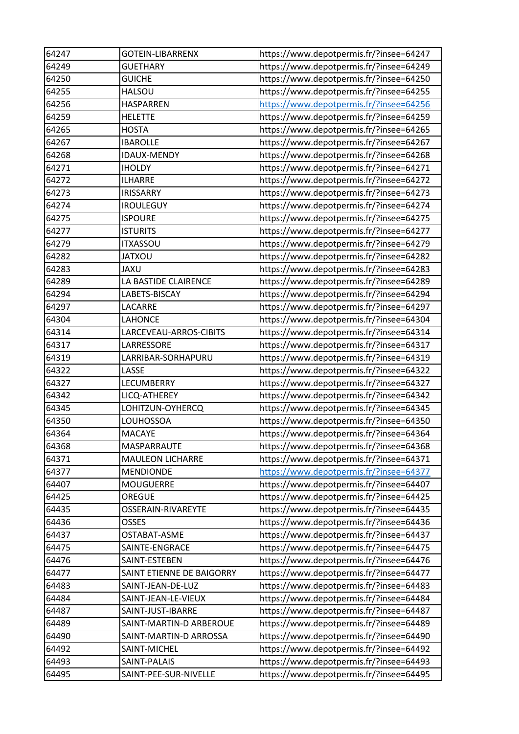| 64247 | GOTEIN-LIBARRENX | https://www.depotpermis.fr/?insee=64247 |
|---|---|---|
| 64249 | GUETHARY | https://www.depotpermis.fr/?insee=64249 |
| 64250 | GUICHE | https://www.depotpermis.fr/?insee=64250 |
| 64255 | HALSOU | https://www.depotpermis.fr/?insee=64255 |
| 64256 | HASPARREN | https://www.depotpermis.fr/?insee=64256 |
| 64259 | HELETTE | https://www.depotpermis.fr/?insee=64259 |
| 64265 | HOSTA | https://www.depotpermis.fr/?insee=64265 |
| 64267 | IBAROLLE | https://www.depotpermis.fr/?insee=64267 |
| 64268 | IDAUX-MENDY | https://www.depotpermis.fr/?insee=64268 |
| 64271 | IHOLDY | https://www.depotpermis.fr/?insee=64271 |
| 64272 | ILHARRE | https://www.depotpermis.fr/?insee=64272 |
| 64273 | IRISSARRY | https://www.depotpermis.fr/?insee=64273 |
| 64274 | IROULEGUY | https://www.depotpermis.fr/?insee=64274 |
| 64275 | ISPOURE | https://www.depotpermis.fr/?insee=64275 |
| 64277 | ISTURITS | https://www.depotpermis.fr/?insee=64277 |
| 64279 | ITXASSOU | https://www.depotpermis.fr/?insee=64279 |
| 64282 | JATXOU | https://www.depotpermis.fr/?insee=64282 |
| 64283 | JAXU | https://www.depotpermis.fr/?insee=64283 |
| 64289 | LA BASTIDE CLAIRENCE | https://www.depotpermis.fr/?insee=64289 |
| 64294 | LABETS-BISCAY | https://www.depotpermis.fr/?insee=64294 |
| 64297 | LACARRE | https://www.depotpermis.fr/?insee=64297 |
| 64304 | LAHONCE | https://www.depotpermis.fr/?insee=64304 |
| 64314 | LARCEVEAU-ARROS-CIBITS | https://www.depotpermis.fr/?insee=64314 |
| 64317 | LARRESSORE | https://www.depotpermis.fr/?insee=64317 |
| 64319 | LARRIBAR-SORHAPURU | https://www.depotpermis.fr/?insee=64319 |
| 64322 | LASSE | https://www.depotpermis.fr/?insee=64322 |
| 64327 | LECUMBERRY | https://www.depotpermis.fr/?insee=64327 |
| 64342 | LICQ-ATHEREY | https://www.depotpermis.fr/?insee=64342 |
| 64345 | LOHITZUN-OYHERCQ | https://www.depotpermis.fr/?insee=64345 |
| 64350 | LOUHOSSOA | https://www.depotpermis.fr/?insee=64350 |
| 64364 | MACAYE | https://www.depotpermis.fr/?insee=64364 |
| 64368 | MASPARRAUTE | https://www.depotpermis.fr/?insee=64368 |
| 64371 | MAULEON LICHARRE | https://www.depotpermis.fr/?insee=64371 |
| 64377 | MENDIONDE | https://www.depotpermis.fr/?insee=64377 |
| 64407 | MOUGUERRE | https://www.depotpermis.fr/?insee=64407 |
| 64425 | OREGUE | https://www.depotpermis.fr/?insee=64425 |
| 64435 | OSSERAIN-RIVAREYTE | https://www.depotpermis.fr/?insee=64435 |
| 64436 | OSSES | https://www.depotpermis.fr/?insee=64436 |
| 64437 | OSTABAT-ASME | https://www.depotpermis.fr/?insee=64437 |
| 64475 | SAINTE-ENGRACE | https://www.depotpermis.fr/?insee=64475 |
| 64476 | SAINT-ESTEBEN | https://www.depotpermis.fr/?insee=64476 |
| 64477 | SAINT ETIENNE DE BAIGORRY | https://www.depotpermis.fr/?insee=64477 |
| 64483 | SAINT-JEAN-DE-LUZ | https://www.depotpermis.fr/?insee=64483 |
| 64484 | SAINT-JEAN-LE-VIEUX | https://www.depotpermis.fr/?insee=64484 |
| 64487 | SAINT-JUST-IBARRE | https://www.depotpermis.fr/?insee=64487 |
| 64489 | SAINT-MARTIN-D ARBEROUE | https://www.depotpermis.fr/?insee=64489 |
| 64490 | SAINT-MARTIN-D ARROSSA | https://www.depotpermis.fr/?insee=64490 |
| 64492 | SAINT-MICHEL | https://www.depotpermis.fr/?insee=64492 |
| 64493 | SAINT-PALAIS | https://www.depotpermis.fr/?insee=64493 |
| 64495 | SAINT-PEE-SUR-NIVELLE | https://www.depotpermis.fr/?insee=64495 |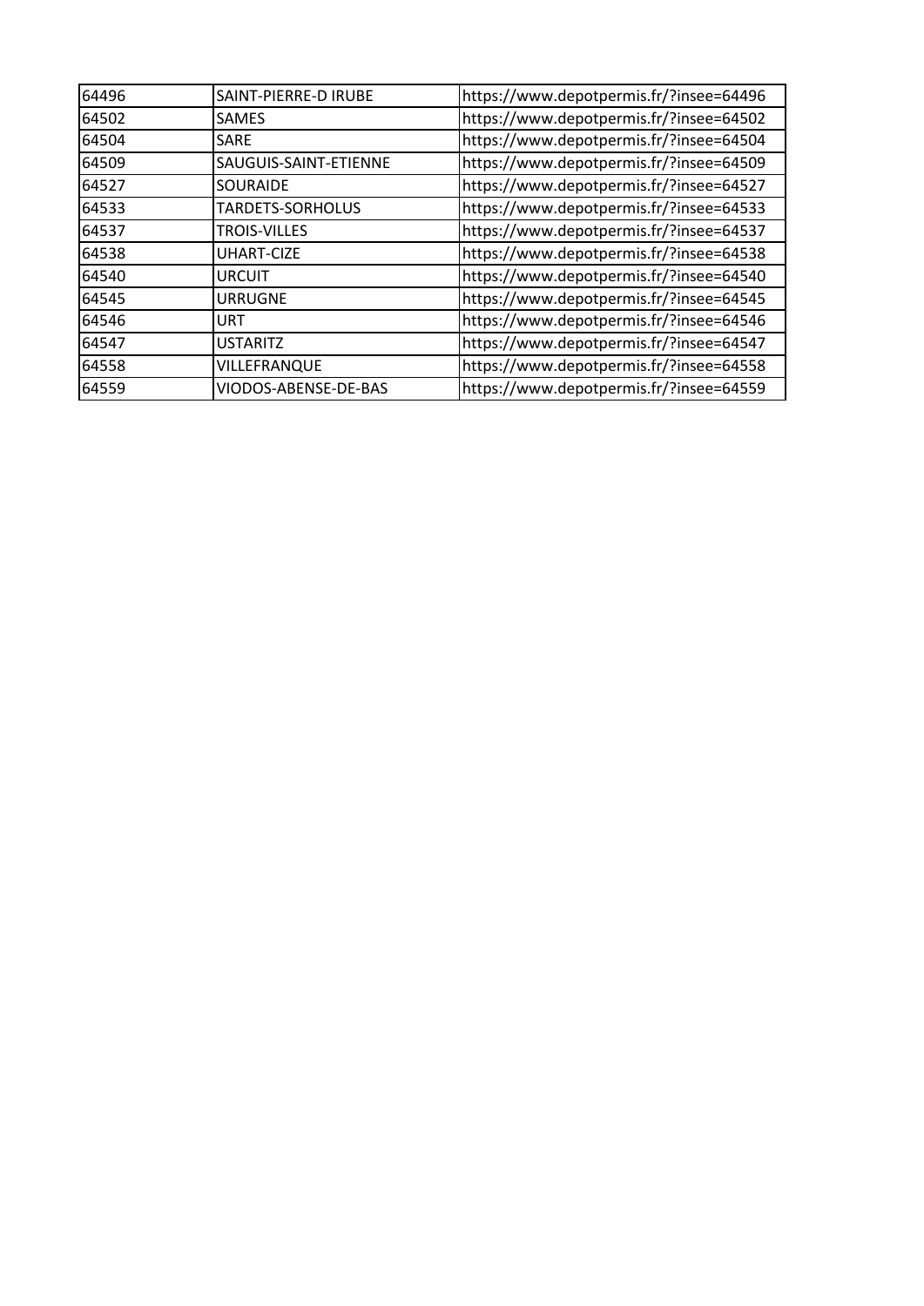| | | |
|---|---|---|
| 64496 | SAINT-PIERRE-D IRUBE | https://www.depotpermis.fr/?insee=64496 |
| 64502 | SAMES | https://www.depotpermis.fr/?insee=64502 |
| 64504 | SARE | https://www.depotpermis.fr/?insee=64504 |
| 64509 | SAUGUIS-SAINT-ETIENNE | https://www.depotpermis.fr/?insee=64509 |
| 64527 | SOURAIDE | https://www.depotpermis.fr/?insee=64527 |
| 64533 | TARDETS-SORHOLUS | https://www.depotpermis.fr/?insee=64533 |
| 64537 | TROIS-VILLES | https://www.depotpermis.fr/?insee=64537 |
| 64538 | UHART-CIZE | https://www.depotpermis.fr/?insee=64538 |
| 64540 | URCUIT | https://www.depotpermis.fr/?insee=64540 |
| 64545 | URRUGNE | https://www.depotpermis.fr/?insee=64545 |
| 64546 | URT | https://www.depotpermis.fr/?insee=64546 |
| 64547 | USTARITZ | https://www.depotpermis.fr/?insee=64547 |
| 64558 | VILLEFRANQUE | https://www.depotpermis.fr/?insee=64558 |
| 64559 | VIODOS-ABENSE-DE-BAS | https://www.depotpermis.fr/?insee=64559 |